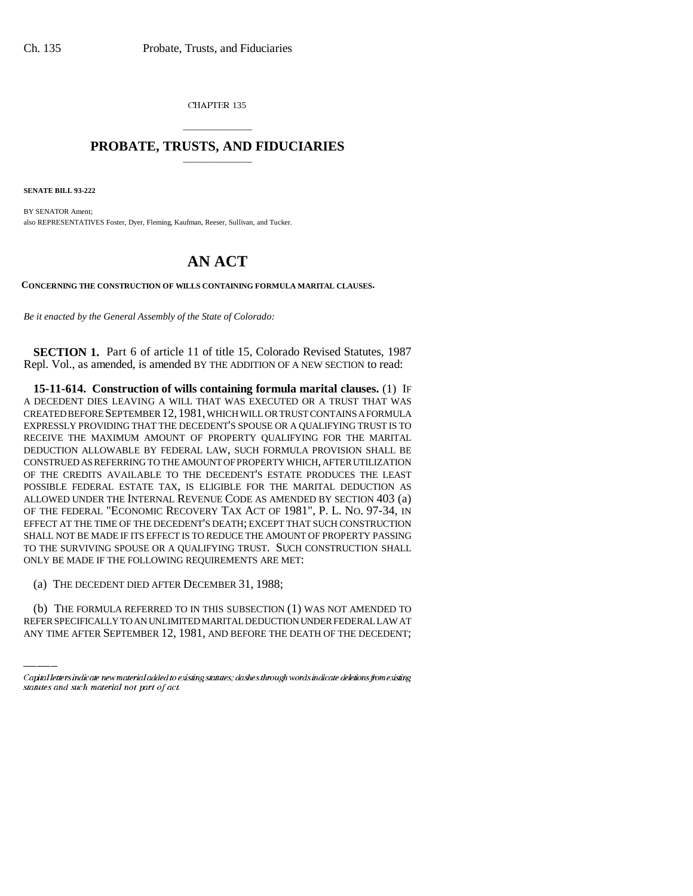CHAPTER 135

# PROBATE, TRUSTS, AND FIDUCIARIES

**SENATE BILL 93-222**

BY SENATOR Ament;
also REPRESENTATIVES Foster, Dyer, Fleming, Kaufman, Reeser, Sullivan, and Tucker.

# AN ACT

**CONCERNING THE CONSTRUCTION OF WILLS CONTAINING FORMULA MARITAL CLAUSES.**

*Be it enacted by the General Assembly of the State of Colorado:*

**SECTION 1.** Part 6 of article 11 of title 15, Colorado Revised Statutes, 1987 Repl. Vol., as amended, is amended BY THE ADDITION OF A NEW SECTION to read:

**15-11-614. Construction of wills containing formula marital clauses.** (1) IF A DECEDENT DIES LEAVING A WILL THAT WAS EXECUTED OR A TRUST THAT WAS CREATED BEFORE SEPTEMBER 12, 1981, WHICH WILL OR TRUST CONTAINS A FORMULA EXPRESSLY PROVIDING THAT THE DECEDENT'S SPOUSE OR A QUALIFYING TRUST IS TO RECEIVE THE MAXIMUM AMOUNT OF PROPERTY QUALIFYING FOR THE MARITAL DEDUCTION ALLOWABLE BY FEDERAL LAW, SUCH FORMULA PROVISION SHALL BE CONSTRUED AS REFERRING TO THE AMOUNT OF PROPERTY WHICH, AFTER UTILIZATION OF THE CREDITS AVAILABLE TO THE DECEDENT'S ESTATE PRODUCES THE LEAST POSSIBLE FEDERAL ESTATE TAX, IS ELIGIBLE FOR THE MARITAL DEDUCTION AS ALLOWED UNDER THE INTERNAL REVENUE CODE AS AMENDED BY SECTION 403 (a) OF THE FEDERAL "ECONOMIC RECOVERY TAX ACT OF 1981", P. L. NO. 97-34, IN EFFECT AT THE TIME OF THE DECEDENT'S DEATH; EXCEPT THAT SUCH CONSTRUCTION SHALL NOT BE MADE IF ITS EFFECT IS TO REDUCE THE AMOUNT OF PROPERTY PASSING TO THE SURVIVING SPOUSE OR A QUALIFYING TRUST. SUCH CONSTRUCTION SHALL ONLY BE MADE IF THE FOLLOWING REQUIREMENTS ARE MET:

(a) THE DECEDENT DIED AFTER DECEMBER 31, 1988;

(b) THE FORMULA REFERRED TO IN THIS SUBSECTION (1) WAS NOT AMENDED TO REFER SPECIFICALLY TO AN UNLIMITED MARITAL DEDUCTION UNDER FEDERAL LAW AT ANY TIME AFTER SEPTEMBER 12, 1981, AND BEFORE THE DEATH OF THE DECEDENT;

Capital letters indicate new material added to existing statutes; dashes through words indicate deletions from existing statutes and such material not part of act.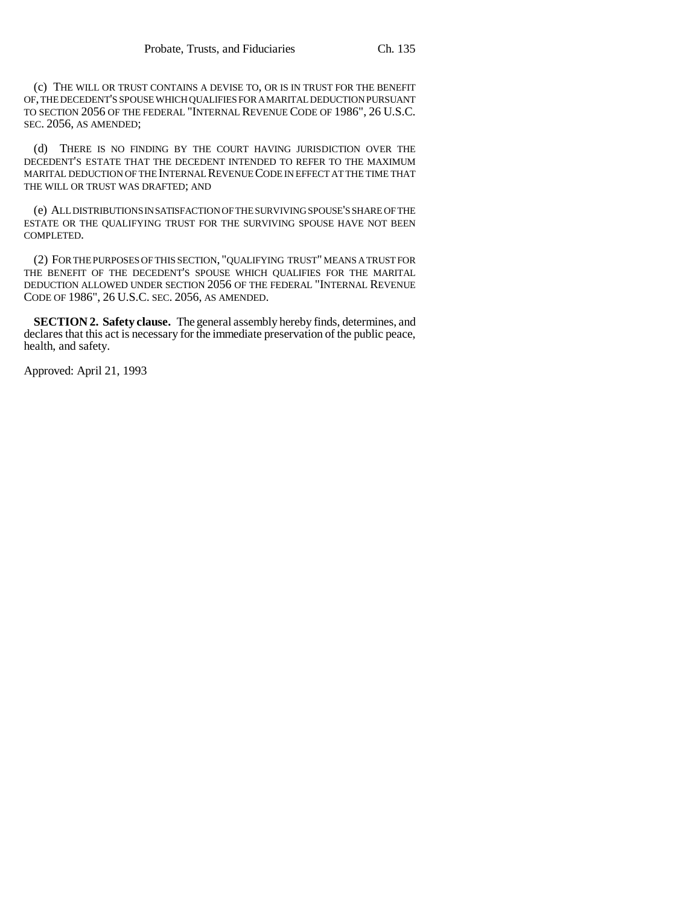(c) THE WILL OR TRUST CONTAINS A DEVISE TO, OR IS IN TRUST FOR THE BENEFIT OF, THE DECEDENT'S SPOUSE WHICH QUALIFIES FOR A MARITAL DEDUCTION PURSUANT TO SECTION 2056 OF THE FEDERAL "INTERNAL REVENUE CODE OF 1986", 26 U.S.C. SEC. 2056, AS AMENDED;

(d) THERE IS NO FINDING BY THE COURT HAVING JURISDICTION OVER THE DECEDENT'S ESTATE THAT THE DECEDENT INTENDED TO REFER TO THE MAXIMUM MARITAL DEDUCTION OF THE INTERNAL REVENUE CODE IN EFFECT AT THE TIME THAT THE WILL OR TRUST WAS DRAFTED; AND

(e) ALL DISTRIBUTIONS IN SATISFACTION OF THE SURVIVING SPOUSE'S SHARE OF THE ESTATE OR THE QUALIFYING TRUST FOR THE SURVIVING SPOUSE HAVE NOT BEEN COMPLETED.

(2) FOR THE PURPOSES OF THIS SECTION, "QUALIFYING TRUST" MEANS A TRUST FOR THE BENEFIT OF THE DECEDENT'S SPOUSE WHICH QUALIFIES FOR THE MARITAL DEDUCTION ALLOWED UNDER SECTION 2056 OF THE FEDERAL "INTERNAL REVENUE CODE OF 1986", 26 U.S.C. SEC. 2056, AS AMENDED.

**SECTION 2. Safety clause.** The general assembly hereby finds, determines, and declares that this act is necessary for the immediate preservation of the public peace, health, and safety.

Approved: April 21, 1993